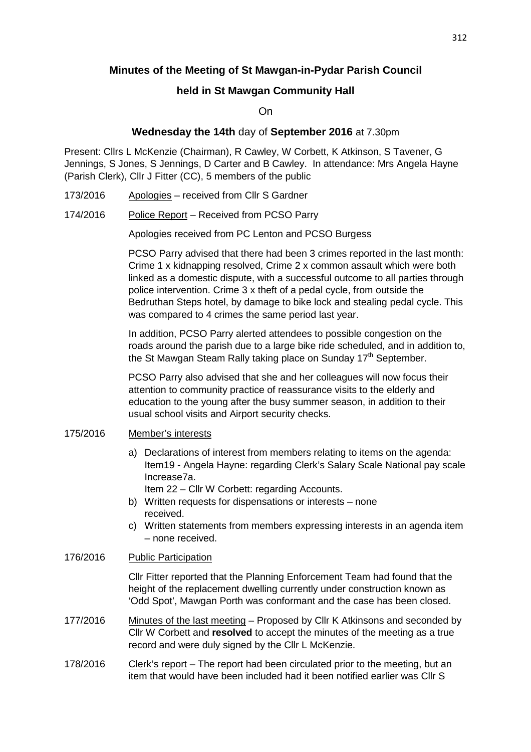**Minutes of the Meeting of St Mawgan-in-Pydar Parish Council**

**held in St Mawgan Community Hall**

On

**Wednesday the 14th** day of **September 2016** at 7.30pm

Present: Cllrs L McKenzie (Chairman), R Cawley, W Corbett, K Atkinson, S Tavener, G Jennings, S Jones, S Jennings, D Carter and B Cawley. In attendance: Mrs Angela Hayne (Parish Clerk), Cllr J Fitter (CC), 5 members of the public

173/2016 Apologies – received from Cllr S Gardner

174/2016 Police Report – Received from PCSO Parry

Apologies received from PC Lenton and PCSO Burgess

PCSO Parry advised that there had been 3 crimes reported in the last month: Crime 1 x kidnapping resolved, Crime 2 x common assault which were both linked as a domestic dispute, with a successful outcome to all parties through police intervention. Crime 3 x theft of a pedal cycle, from outside the Bedruthan Steps hotel, by damage to bike lock and stealing pedal cycle. This was compared to 4 crimes the same period last year.

In addition, PCSO Parry alerted attendees to possible congestion on the roads around the parish due to a large bike ride scheduled, and in addition to, the St Mawgan Steam Rally taking place on Sunday 17th September.

PCSO Parry also advised that she and her colleagues will now focus their attention to community practice of reassurance visits to the elderly and education to the young after the busy summer season, in addition to their usual school visits and Airport security checks.

175/2016 Member's interests

a) Declarations of interest from members relating to items on the agenda: Item19 - Angela Hayne: regarding Clerk's Salary Scale National pay scale Increase7a.
   Item 22 – Cllr W Corbett: regarding Accounts.
b) Written requests for dispensations or interests – none received.
c) Written statements from members expressing interests in an agenda item – none received.

176/2016 Public Participation

Cllr Fitter reported that the Planning Enforcement Team had found that the height of the replacement dwelling currently under construction known as 'Odd Spot', Mawgan Porth was conformant and the case has been closed.

177/2016 Minutes of the last meeting – Proposed by Cllr K Atkinsons and seconded by Cllr W Corbett and **resolved** to accept the minutes of the meeting as a true record and were duly signed by the Cllr L McKenzie.

178/2016 Clerk's report – The report had been circulated prior to the meeting, but an item that would have been included had it been notified earlier was Cllr S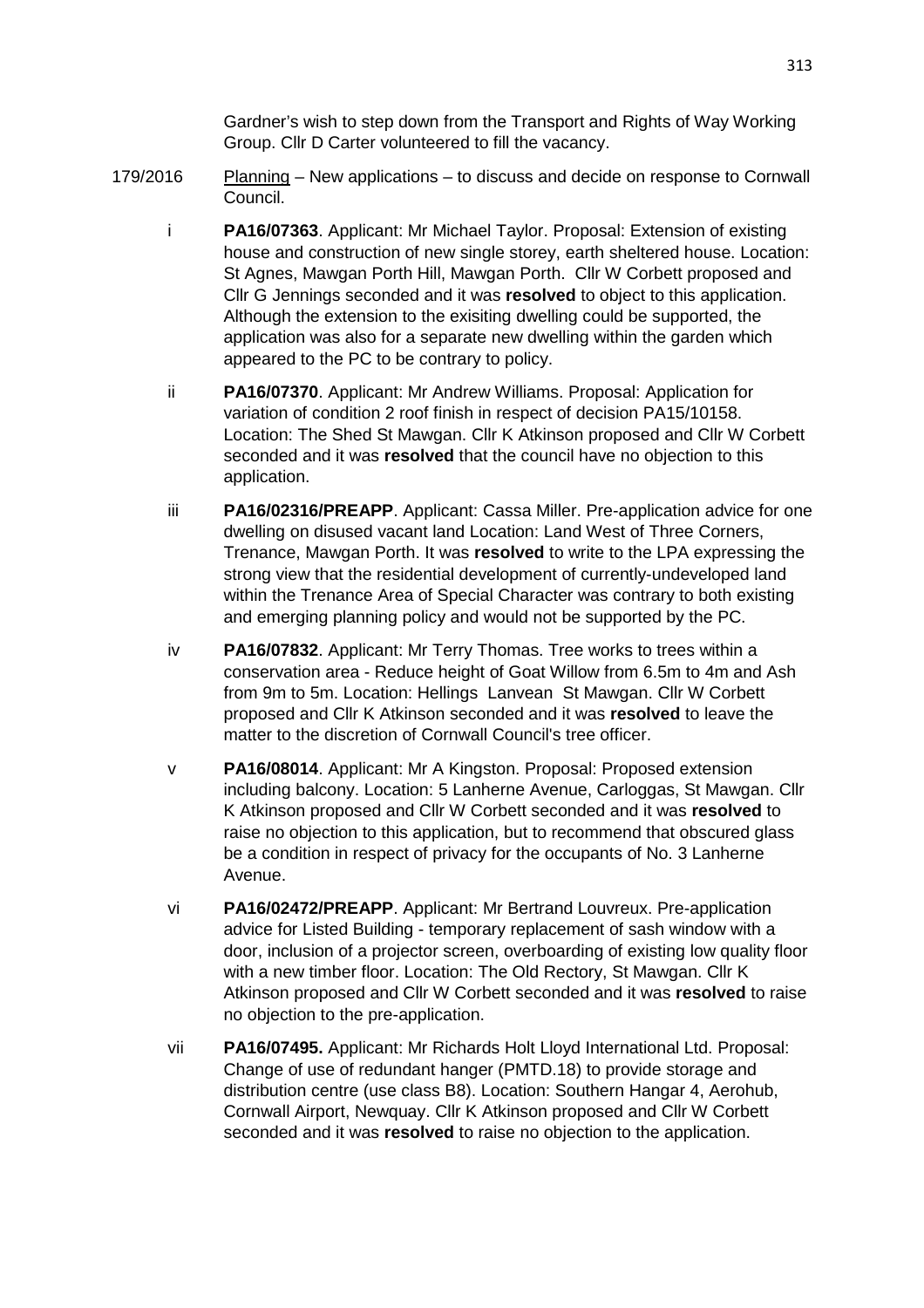Gardner's wish to step down from the Transport and Rights of Way Working Group. Cllr D Carter volunteered to fill the vacancy.

179/2016 Planning – New applications – to discuss and decide on response to Cornwall Council.

i **PA16/07363**. Applicant: Mr Michael Taylor. Proposal: Extension of existing house and construction of new single storey, earth sheltered house. Location: St Agnes, Mawgan Porth Hill, Mawgan Porth. Cllr W Corbett proposed and Cllr G Jennings seconded and it was **resolved** to object to this application. Although the extension to the exisiting dwelling could be supported, the application was also for a separate new dwelling within the garden which appeared to the PC to be contrary to policy.

ii **PA16/07370**. Applicant: Mr Andrew Williams. Proposal: Application for variation of condition 2 roof finish in respect of decision PA15/10158. Location: The Shed St Mawgan. Cllr K Atkinson proposed and Cllr W Corbett seconded and it was **resolved** that the council have no objection to this application.

iii **PA16/02316/PREAPP**. Applicant: Cassa Miller. Pre-application advice for one dwelling on disused vacant land Location: Land West of Three Corners, Trenance, Mawgan Porth. It was **resolved** to write to the LPA expressing the strong view that the residential development of currently-undeveloped land within the Trenance Area of Special Character was contrary to both existing and emerging planning policy and would not be supported by the PC.

iv **PA16/07832**. Applicant: Mr Terry Thomas. Tree works to trees within a conservation area - Reduce height of Goat Willow from 6.5m to 4m and Ash from 9m to 5m. Location: Hellings Lanvean St Mawgan. Cllr W Corbett proposed and Cllr K Atkinson seconded and it was **resolved** to leave the matter to the discretion of Cornwall Council's tree officer.

v **PA16/08014**. Applicant: Mr A Kingston. Proposal: Proposed extension including balcony. Location: 5 Lanherne Avenue, Carloggas, St Mawgan. Cllr K Atkinson proposed and Cllr W Corbett seconded and it was **resolved** to raise no objection to this application, but to recommend that obscured glass be a condition in respect of privacy for the occupants of No. 3 Lanherne Avenue.

vi **PA16/02472/PREAPP**. Applicant: Mr Bertrand Louvreux. Pre-application advice for Listed Building - temporary replacement of sash window with a door, inclusion of a projector screen, overboarding of existing low quality floor with a new timber floor. Location: The Old Rectory, St Mawgan. Cllr K Atkinson proposed and Cllr W Corbett seconded and it was **resolved** to raise no objection to the pre-application.

vii **PA16/07495.** Applicant: Mr Richards Holt Lloyd International Ltd. Proposal: Change of use of redundant hanger (PMTD.18) to provide storage and distribution centre (use class B8). Location: Southern Hangar 4, Aerohub, Cornwall Airport, Newquay. Cllr K Atkinson proposed and Cllr W Corbett seconded and it was **resolved** to raise no objection to the application.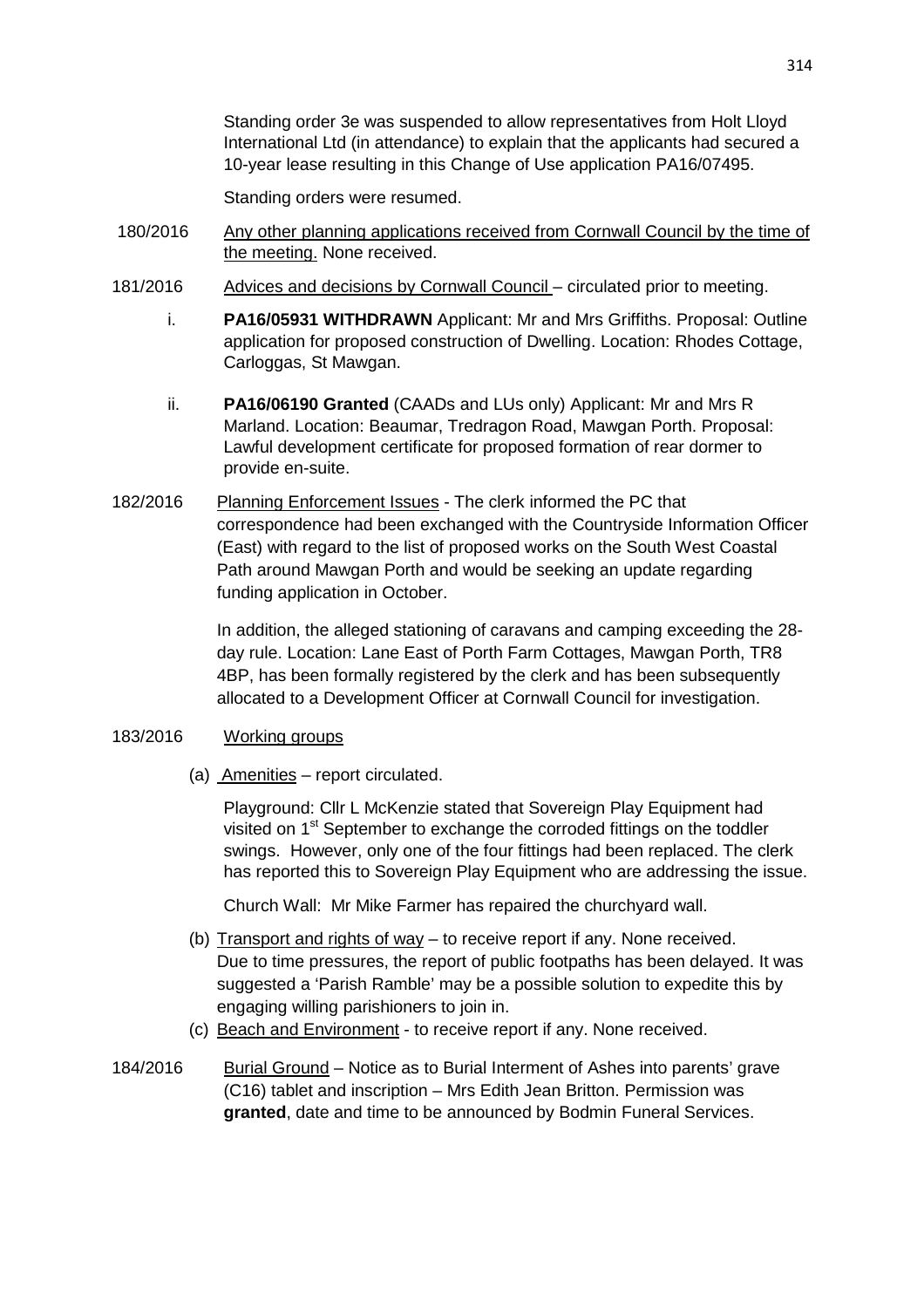Standing order 3e was suspended to allow representatives from Holt Lloyd International Ltd (in attendance) to explain that the applicants had secured a 10-year lease resulting in this Change of Use application PA16/07495.

Standing orders were resumed.

180/2016 Any other planning applications received from Cornwall Council by the time of the meeting. None received.

181/2016 Advices and decisions by Cornwall Council – circulated prior to meeting.

i. **PA16/05931 WITHDRAWN** Applicant: Mr and Mrs Griffiths. Proposal: Outline application for proposed construction of Dwelling. Location: Rhodes Cottage, Carloggas, St Mawgan.

ii. **PA16/06190 Granted** (CAADs and LUs only) Applicant: Mr and Mrs R Marland. Location: Beaumar, Tredragon Road, Mawgan Porth. Proposal: Lawful development certificate for proposed formation of rear dormer to provide en-suite.

182/2016 Planning Enforcement Issues - The clerk informed the PC that correspondence had been exchanged with the Countryside Information Officer (East) with regard to the list of proposed works on the South West Coastal Path around Mawgan Porth and would be seeking an update regarding funding application in October.

In addition, the alleged stationing of caravans and camping exceeding the 28-day rule. Location: Lane East of Porth Farm Cottages, Mawgan Porth, TR8 4BP, has been formally registered by the clerk and has been subsequently allocated to a Development Officer at Cornwall Council for investigation.

183/2016 Working groups

(a) Amenities – report circulated.

Playground: Cllr L McKenzie stated that Sovereign Play Equipment had visited on 1st September to exchange the corroded fittings on the toddler swings. However, only one of the four fittings had been replaced. The clerk has reported this to Sovereign Play Equipment who are addressing the issue.

Church Wall: Mr Mike Farmer has repaired the churchyard wall.

(b) Transport and rights of way – to receive report if any. None received. Due to time pressures, the report of public footpaths has been delayed. It was suggested a 'Parish Ramble' may be a possible solution to expedite this by engaging willing parishioners to join in.

(c) Beach and Environment - to receive report if any. None received.

184/2016 Burial Ground – Notice as to Burial Interment of Ashes into parents' grave (C16) tablet and inscription – Mrs Edith Jean Britton. Permission was **granted**, date and time to be announced by Bodmin Funeral Services.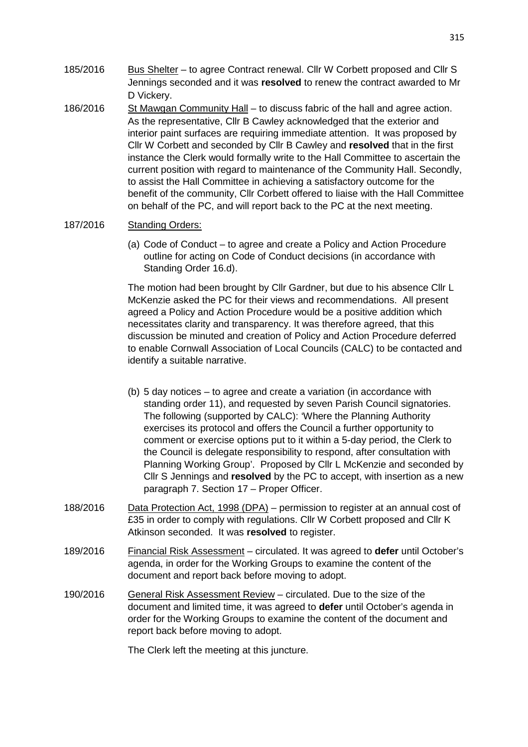185/2016 Bus Shelter – to agree Contract renewal. Cllr W Corbett proposed and Cllr S Jennings seconded and it was **resolved** to renew the contract awarded to Mr D Vickery.

186/2016 St Mawgan Community Hall – to discuss fabric of the hall and agree action. As the representative, Cllr B Cawley acknowledged that the exterior and interior paint surfaces are requiring immediate attention. It was proposed by Cllr W Corbett and seconded by Cllr B Cawley and **resolved** that in the first instance the Clerk would formally write to the Hall Committee to ascertain the current position with regard to maintenance of the Community Hall. Secondly, to assist the Hall Committee in achieving a satisfactory outcome for the benefit of the community, Cllr Corbett offered to liaise with the Hall Committee on behalf of the PC, and will report back to the PC at the next meeting.

187/2016 Standing Orders:

(a) Code of Conduct – to agree and create a Policy and Action Procedure outline for acting on Code of Conduct decisions (in accordance with Standing Order 16.d).

The motion had been brought by Cllr Gardner, but due to his absence Cllr L McKenzie asked the PC for their views and recommendations. All present agreed a Policy and Action Procedure would be a positive addition which necessitates clarity and transparency. It was therefore agreed, that this discussion be minuted and creation of Policy and Action Procedure deferred to enable Cornwall Association of Local Councils (CALC) to be contacted and identify a suitable narrative.

(b) 5 day notices – to agree and create a variation (in accordance with standing order 11), and requested by seven Parish Council signatories. The following (supported by CALC): 'Where the Planning Authority exercises its protocol and offers the Council a further opportunity to comment or exercise options put to it within a 5-day period, the Clerk to the Council is delegate responsibility to respond, after consultation with Planning Working Group'. Proposed by Cllr L McKenzie and seconded by Cllr S Jennings and **resolved** by the PC to accept, with insertion as a new paragraph 7. Section 17 – Proper Officer.

188/2016 Data Protection Act, 1998 (DPA) – permission to register at an annual cost of £35 in order to comply with regulations. Cllr W Corbett proposed and Cllr K Atkinson seconded. It was **resolved** to register.

189/2016 Financial Risk Assessment – circulated. It was agreed to **defer** until October's agenda, in order for the Working Groups to examine the content of the document and report back before moving to adopt.

190/2016 General Risk Assessment Review – circulated. Due to the size of the document and limited time, it was agreed to **defer** until October's agenda in order for the Working Groups to examine the content of the document and report back before moving to adopt.

The Clerk left the meeting at this juncture.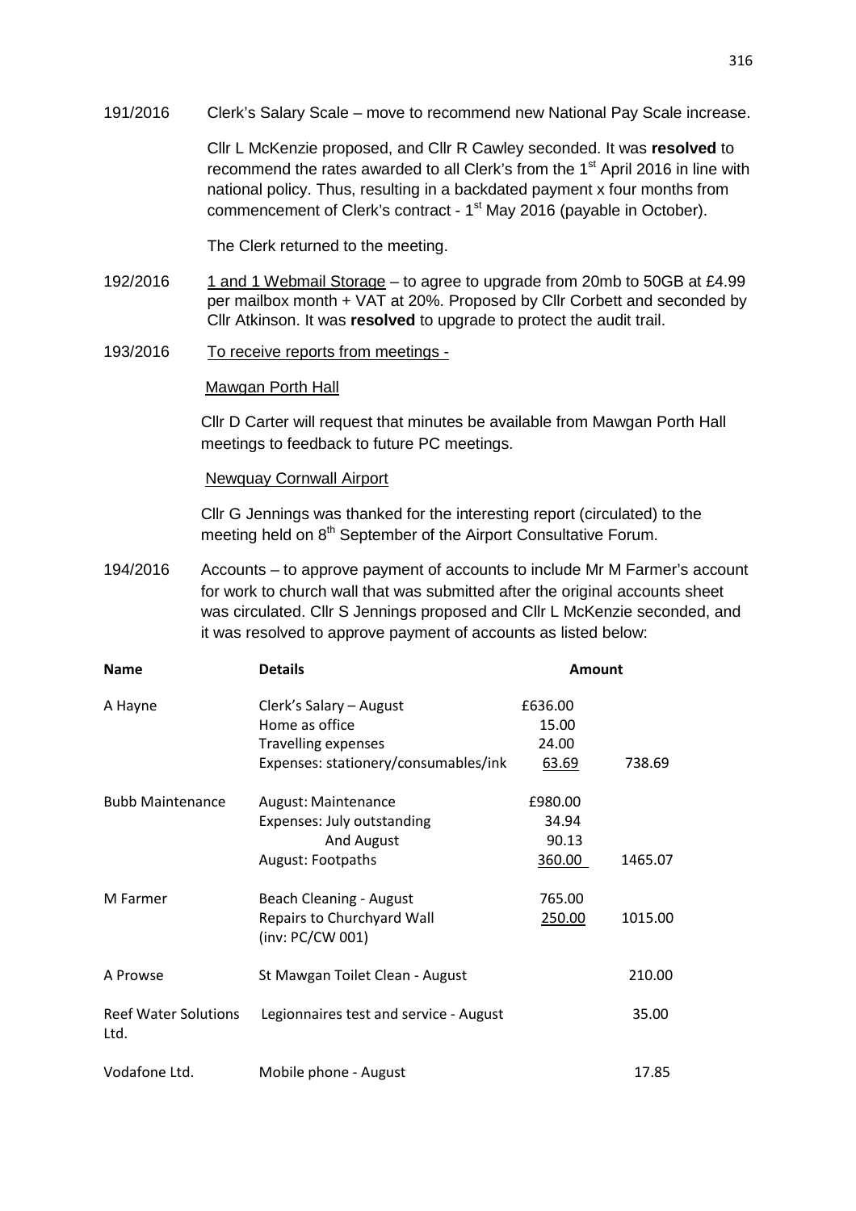191/2016 Clerk's Salary Scale – move to recommend new National Pay Scale increase.

Cllr L McKenzie proposed, and Cllr R Cawley seconded. It was **resolved** to recommend the rates awarded to all Clerk's from the 1st April 2016 in line with national policy. Thus, resulting in a backdated payment x four months from commencement of Clerk's contract - 1st May 2016 (payable in October).

The Clerk returned to the meeting.

192/2016 1 and 1 Webmail Storage – to agree to upgrade from 20mb to 50GB at £4.99 per mailbox month + VAT at 20%. Proposed by Cllr Corbett and seconded by Cllr Atkinson. It was **resolved** to upgrade to protect the audit trail.

193/2016 To receive reports from meetings -

Mawgan Porth Hall

Cllr D Carter will request that minutes be available from Mawgan Porth Hall meetings to feedback to future PC meetings.

Newquay Cornwall Airport

Cllr G Jennings was thanked for the interesting report (circulated) to the meeting held on 8th September of the Airport Consultative Forum.

194/2016 Accounts – to approve payment of accounts to include Mr M Farmer's account for work to church wall that was submitted after the original accounts sheet was circulated. Cllr S Jennings proposed and Cllr L McKenzie seconded, and it was resolved to approve payment of accounts as listed below:

| Name | Details | Amount | |
|---|---|---|---|
| A Hayne | Clerk's Salary – August | £636.00 | |
| | Home as office | 15.00 | |
| | Travelling expenses | 24.00 | |
| | Expenses: stationery/consumables/ink | 63.69 | 738.69 |
| Bubb Maintenance | August: Maintenance | £980.00 | |
| | Expenses: July outstanding | 34.94 | |
| | And August | 90.13 | |
| | August: Footpaths | 360.00 | 1465.07 |
| M Farmer | Beach Cleaning - August | 765.00 | |
| | Repairs to Churchyard Wall (inv: PC/CW 001) | 250.00 | 1015.00 |
| A Prowse | St Mawgan Toilet Clean - August | | 210.00 |
| Reef Water Solutions Ltd. | Legionnaires test and service - August | | 35.00 |
| Vodafone Ltd. | Mobile phone - August | | 17.85 |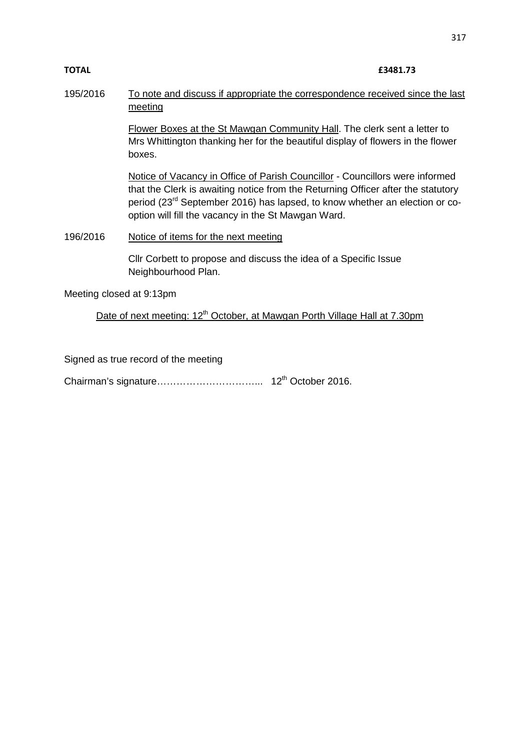**TOTAL** **£3481.73**

195/2016 To note and discuss if appropriate the correspondence received since the last meeting

Flower Boxes at the St Mawgan Community Hall. The clerk sent a letter to Mrs Whittington thanking her for the beautiful display of flowers in the flower boxes.

Notice of Vacancy in Office of Parish Councillor - Councillors were informed that the Clerk is awaiting notice from the Returning Officer after the statutory period (23rd September 2016) has lapsed, to know whether an election or co-option will fill the vacancy in the St Mawgan Ward.

196/2016 Notice of items for the next meeting

Cllr Corbett to propose and discuss the idea of a Specific Issue Neighbourhood Plan.

Meeting closed at 9:13pm

Date of next meeting: 12th October, at Mawgan Porth Village Hall at 7.30pm

Signed as true record of the meeting

Chairman's signature…………………………... 12th October 2016.